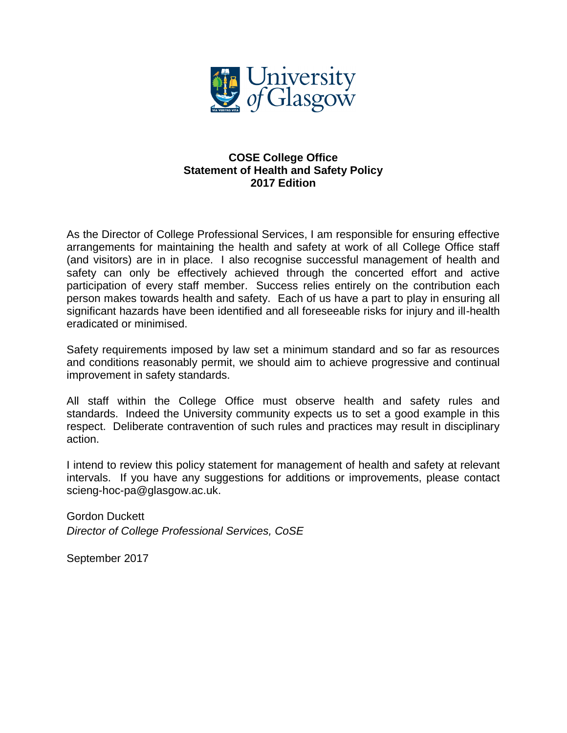**COSE College Office**
**Statement of Health and Safety Policy**
**2017 Edition**

As the Director of College Professional Services, I am responsible for ensuring effective arrangements for maintaining the health and safety at work of all College Office staff (and visitors) are in in place. I also recognise successful management of health and safety can only be effectively achieved through the concerted effort and active participation of every staff member. Success relies entirely on the contribution each person makes towards health and safety. Each of us have a part to play in ensuring all significant hazards have been identified and all foreseeable risks for injury and ill-health eradicated or minimised.

Safety requirements imposed by law set a minimum standard and so far as resources and conditions reasonably permit, we should aim to achieve progressive and continual improvement in safety standards.

All staff within the College Office must observe health and safety rules and standards. Indeed the University community expects us to set a good example in this respect. Deliberate contravention of such rules and practices may result in disciplinary action.

I intend to review this policy statement for management of health and safety at relevant intervals. If you have any suggestions for additions or improvements, please contact scieng-hoc-pa@glasgow.ac.uk.

Gordon Duckett
*Director of College Professional Services, CoSE*

September 2017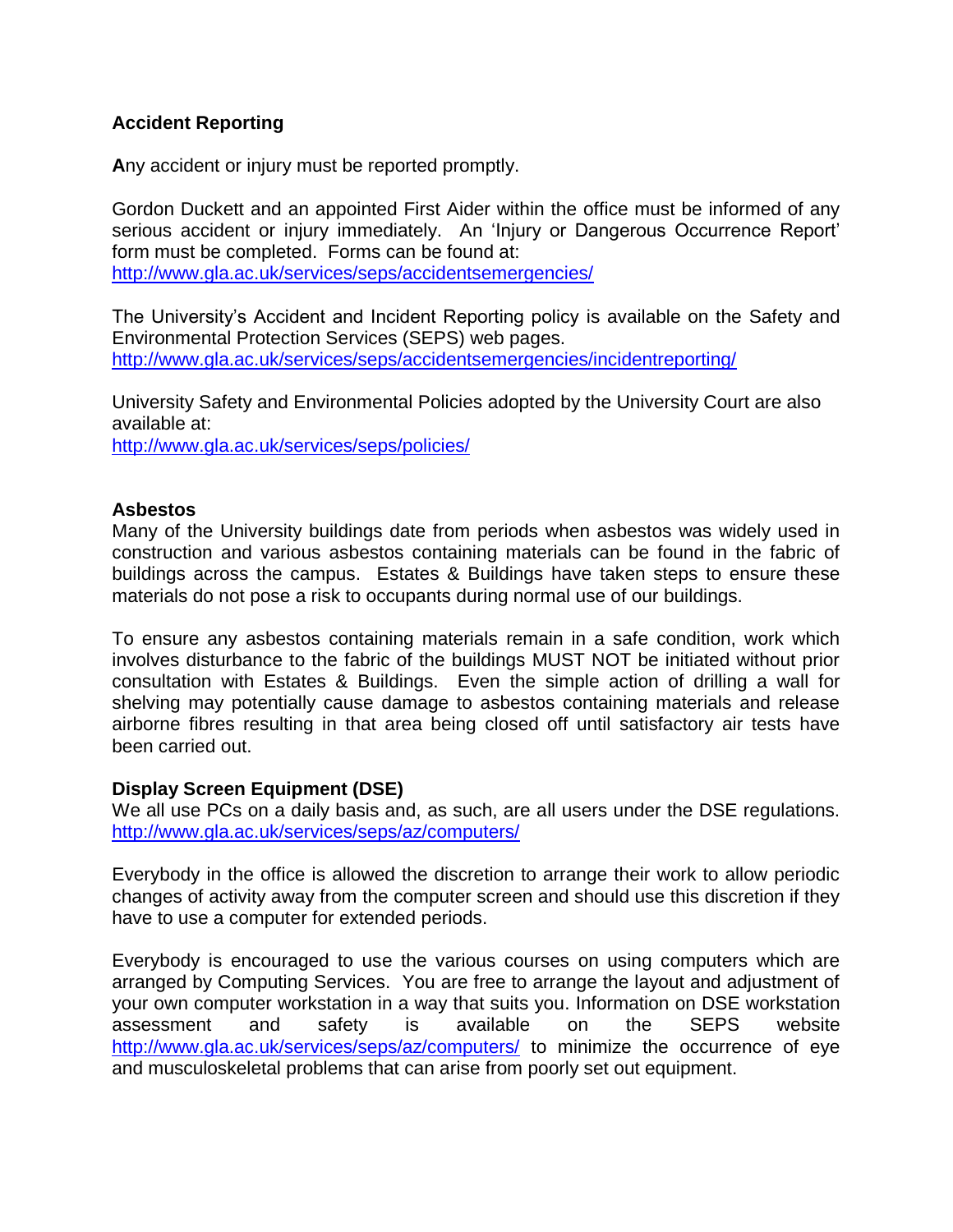**Accident Reporting**

**A**ny accident or injury must be reported promptly.

Gordon Duckett and an appointed First Aider within the office must be informed of any serious accident or injury immediately. An 'Injury or Dangerous Occurrence Report' form must be completed. Forms can be found at:
http://www.gla.ac.uk/services/seps/accidentsemergencies/

The University's Accident and Incident Reporting policy is available on the Safety and Environmental Protection Services (SEPS) web pages.
http://www.gla.ac.uk/services/seps/accidentsemergencies/incidentreporting/

University Safety and Environmental Policies adopted by the University Court are also available at:
http://www.gla.ac.uk/services/seps/policies/

**Asbestos**

Many of the University buildings date from periods when asbestos was widely used in construction and various asbestos containing materials can be found in the fabric of buildings across the campus. Estates & Buildings have taken steps to ensure these materials do not pose a risk to occupants during normal use of our buildings.

To ensure any asbestos containing materials remain in a safe condition, work which involves disturbance to the fabric of the buildings MUST NOT be initiated without prior consultation with Estates & Buildings. Even the simple action of drilling a wall for shelving may potentially cause damage to asbestos containing materials and release airborne fibres resulting in that area being closed off until satisfactory air tests have been carried out.

**Display Screen Equipment (DSE)**

We all use PCs on a daily basis and, as such, are all users under the DSE regulations.
http://www.gla.ac.uk/services/seps/az/computers/

Everybody in the office is allowed the discretion to arrange their work to allow periodic changes of activity away from the computer screen and should use this discretion if they have to use a computer for extended periods.

Everybody is encouraged to use the various courses on using computers which are arranged by Computing Services. You are free to arrange the layout and adjustment of your own computer workstation in a way that suits you. Information on DSE workstation assessment and safety is available on the SEPS website http://www.gla.ac.uk/services/seps/az/computers/ to minimize the occurrence of eye and musculoskeletal problems that can arise from poorly set out equipment.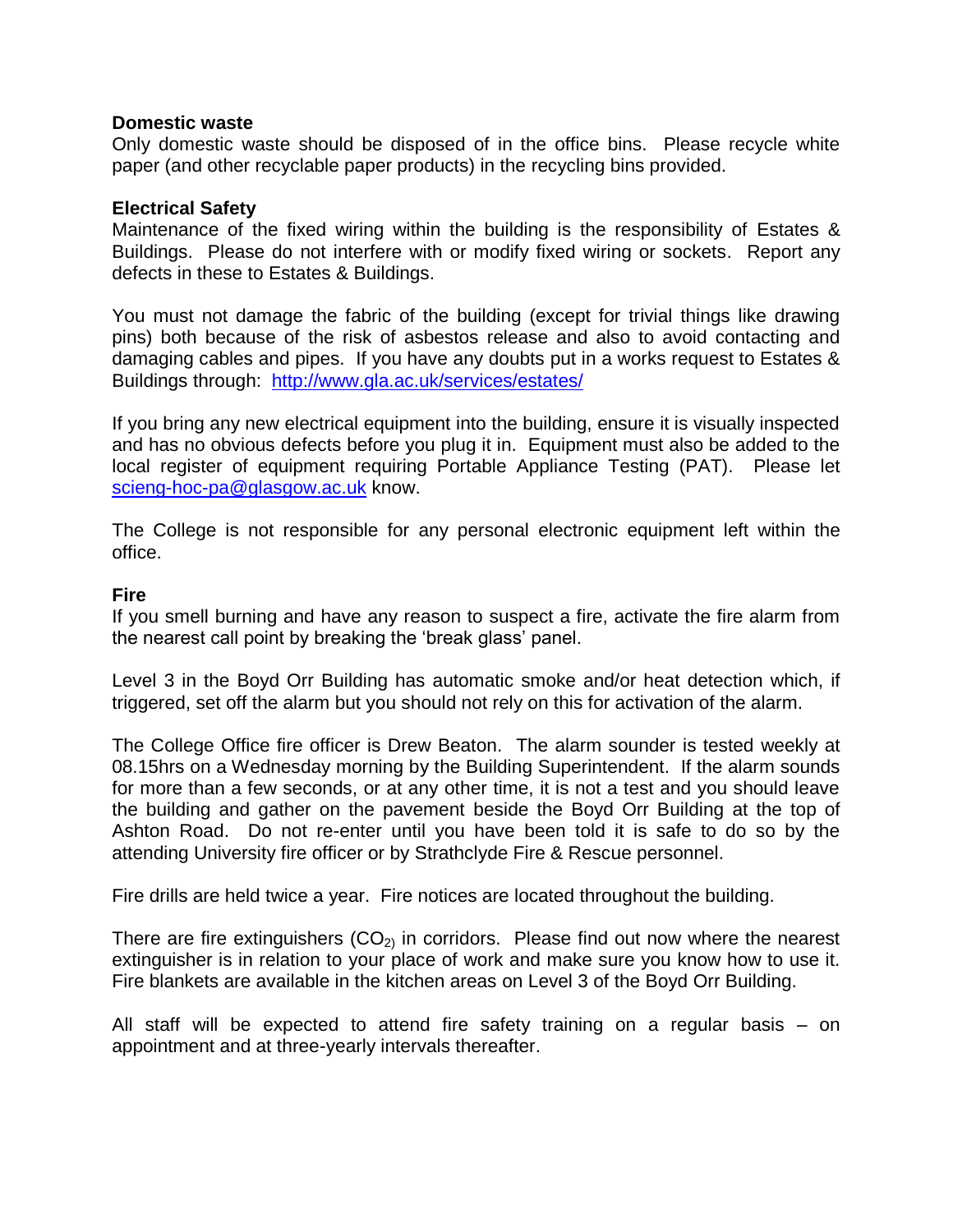**Domestic waste**

Only domestic waste should be disposed of in the office bins. Please recycle white paper (and other recyclable paper products) in the recycling bins provided.

**Electrical Safety**

Maintenance of the fixed wiring within the building is the responsibility of Estates & Buildings. Please do not interfere with or modify fixed wiring or sockets. Report any defects in these to Estates & Buildings.

You must not damage the fabric of the building (except for trivial things like drawing pins) both because of the risk of asbestos release and also to avoid contacting and damaging cables and pipes. If you have any doubts put in a works request to Estates & Buildings through: [http://www.gla.ac.uk/services/estates/](http://www.gla.ac.uk/services/estates/)

If you bring any new electrical equipment into the building, ensure it is visually inspected and has no obvious defects before you plug it in. Equipment must also be added to the local register of equipment requiring Portable Appliance Testing (PAT). Please let [scieng-hoc-pa@glasgow.ac.uk](mailto:scieng-hoc-pa@glasgow.ac.uk) know.

The College is not responsible for any personal electronic equipment left within the office.

**Fire**

If you smell burning and have any reason to suspect a fire, activate the fire alarm from the nearest call point by breaking the 'break glass' panel.

Level 3 in the Boyd Orr Building has automatic smoke and/or heat detection which, if triggered, set off the alarm but you should not rely on this for activation of the alarm.

The College Office fire officer is Drew Beaton. The alarm sounder is tested weekly at 08.15hrs on a Wednesday morning by the Building Superintendent. If the alarm sounds for more than a few seconds, or at any other time, it is not a test and you should leave the building and gather on the pavement beside the Boyd Orr Building at the top of Ashton Road. Do not re-enter until you have been told it is safe to do so by the attending University fire officer or by Strathclyde Fire & Rescue personnel.

Fire drills are held twice a year. Fire notices are located throughout the building.

There are fire extinguishers ($CO_2$) in corridors. Please find out now where the nearest extinguisher is in relation to your place of work and make sure you know how to use it. Fire blankets are available in the kitchen areas on Level 3 of the Boyd Orr Building.

All staff will be expected to attend fire safety training on a regular basis – on appointment and at three-yearly intervals thereafter.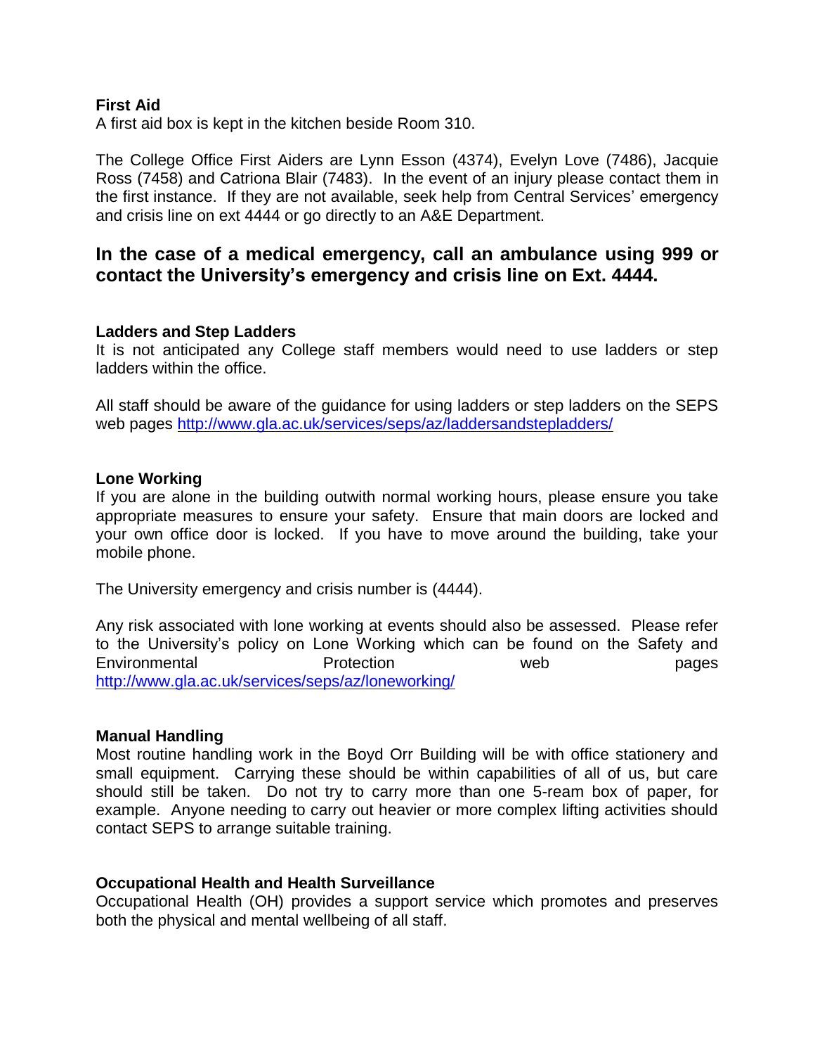**First Aid**

A first aid box is kept in the kitchen beside Room 310.

The College Office First Aiders are Lynn Esson (4374), Evelyn Love (7486), Jacquie Ross (7458) and Catriona Blair (7483). In the event of an injury please contact them in the first instance. If they are not available, seek help from Central Services' emergency and crisis line on ext 4444 or go directly to an A&E Department.

## In the case of a medical emergency, call an ambulance using 999 or contact the University's emergency and crisis line on Ext. 4444.

**Ladders and Step Ladders**

It is not anticipated any College staff members would need to use ladders or step ladders within the office.

All staff should be aware of the guidance for using ladders or step ladders on the SEPS web pages http://www.gla.ac.uk/services/seps/az/laddersandstepladders/

**Lone Working**

If you are alone in the building outwith normal working hours, please ensure you take appropriate measures to ensure your safety. Ensure that main doors are locked and your own office door is locked. If you have to move around the building, take your mobile phone.

The University emergency and crisis number is (4444).

Any risk associated with lone working at events should also be assessed. Please refer to the University's policy on Lone Working which can be found on the Safety and Environmental Protection web pages http://www.gla.ac.uk/services/seps/az/loneworking/

**Manual Handling**

Most routine handling work in the Boyd Orr Building will be with office stationery and small equipment. Carrying these should be within capabilities of all of us, but care should still be taken. Do not try to carry more than one 5-ream box of paper, for example. Anyone needing to carry out heavier or more complex lifting activities should contact SEPS to arrange suitable training.

**Occupational Health and Health Surveillance**

Occupational Health (OH) provides a support service which promotes and preserves both the physical and mental wellbeing of all staff.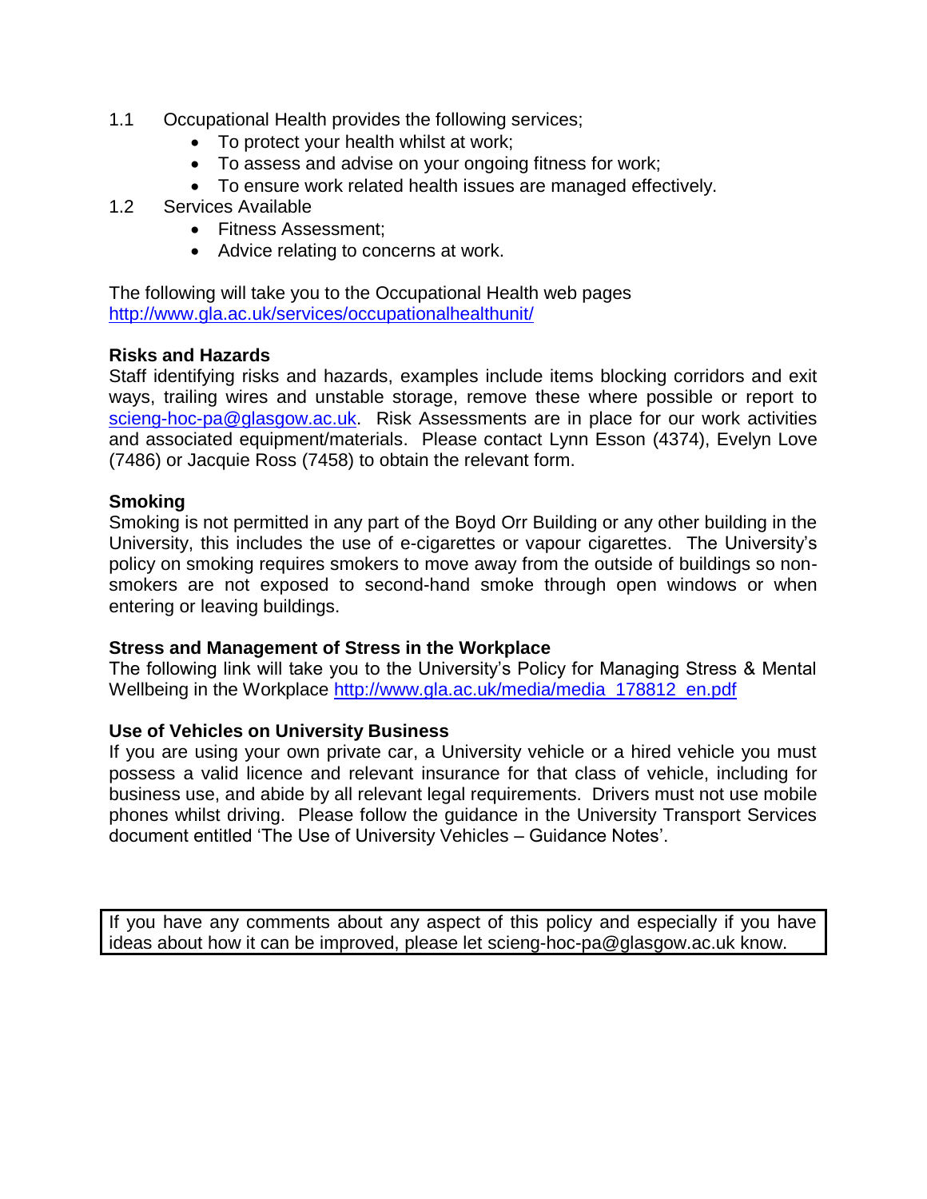1.1 Occupational Health provides the following services;

- To protect your health whilst at work;
- To assess and advise on your ongoing fitness for work;
- To ensure work related health issues are managed effectively.

1.2 Services Available

- Fitness Assessment;
- Advice relating to concerns at work.

The following will take you to the Occupational Health web pages http://www.gla.ac.uk/services/occupationalhealthunit/

**Risks and Hazards**

Staff identifying risks and hazards, examples include items blocking corridors and exit ways, trailing wires and unstable storage, remove these where possible or report to scieng-hoc-pa@glasgow.ac.uk. Risk Assessments are in place for our work activities and associated equipment/materials. Please contact Lynn Esson (4374), Evelyn Love (7486) or Jacquie Ross (7458) to obtain the relevant form.

**Smoking**

Smoking is not permitted in any part of the Boyd Orr Building or any other building in the University, this includes the use of e-cigarettes or vapour cigarettes. The University's policy on smoking requires smokers to move away from the outside of buildings so non-smokers are not exposed to second-hand smoke through open windows or when entering or leaving buildings.

**Stress and Management of Stress in the Workplace**

The following link will take you to the University's Policy for Managing Stress & Mental Wellbeing in the Workplace http://www.gla.ac.uk/media/media_178812_en.pdf

**Use of Vehicles on University Business**

If you are using your own private car, a University vehicle or a hired vehicle you must possess a valid licence and relevant insurance for that class of vehicle, including for business use, and abide by all relevant legal requirements. Drivers must not use mobile phones whilst driving. Please follow the guidance in the University Transport Services document entitled 'The Use of University Vehicles – Guidance Notes'.

If you have any comments about any aspect of this policy and especially if you have ideas about how it can be improved, please let scieng-hoc-pa@glasgow.ac.uk know.